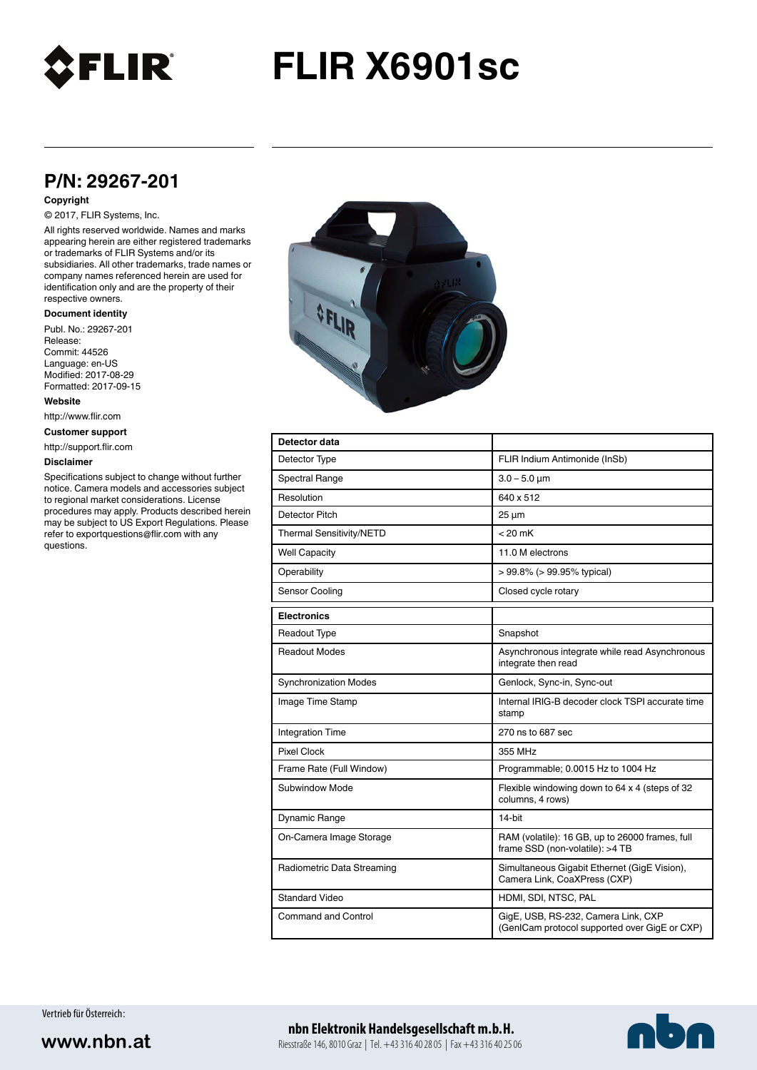# FLIR X6901sc

## P/N: 29267-201

**Copyright**

© 2017, FLIR Systems, Inc.

All rights reserved worldwide. Names and marks appearing herein are either registered trademarks or trademarks of FLIR Systems and/or its subsidiaries. All other trademarks, trade names or company names referenced herein are used for identification only and are the property of their respective owners.

**Document identity**

Publ. No.: 29267-201
Release:
Commit: 44526
Language: en-US
Modified: 2017-08-29
Formatted: 2017-09-15

**Website**

http://www.flir.com

**Customer support**

http://support.flir.com

**Disclaimer**

Specifications subject to change without further notice. Camera models and accessories subject to regional market considerations. License procedures may apply. Products described herein may be subject to US Export Regulations. Please refer to exportquestions@flir.com with any questions.

| **Detector data** | |
|---|---|
| Detector Type | FLIR Indium Antimonide (InSb) |
| Spectral Range | 3.0 – 5.0 µm |
| Resolution | 640 x 512 |
| Detector Pitch | 25 µm |
| Thermal Sensitivity/NETD | < 20 mK |
| Well Capacity | 11.0 M electrons |
| Operability | > 99.8% (> 99.95% typical) |
| Sensor Cooling | Closed cycle rotary |

| **Electronics** | |
|---|---|
| Readout Type | Snapshot |
| Readout Modes | Asynchronous integrate while read Asynchronous integrate then read |
| Synchronization Modes | Genlock, Sync-in, Sync-out |
| Image Time Stamp | Internal IRIG-B decoder clock TSPI accurate time stamp |
| Integration Time | 270 ns to 687 sec |
| Pixel Clock | 355 MHz |
| Frame Rate (Full Window) | Programmable; 0.0015 Hz to 1004 Hz |
| Subwindow Mode | Flexible windowing down to 64 x 4 (steps of 32 columns, 4 rows) |
| Dynamic Range | 14-bit |
| On-Camera Image Storage | RAM (volatile): 16 GB, up to 26000 frames, full frame SSD (non-volatile): >4 TB |
| Radiometric Data Streaming | Simultaneous Gigabit Ethernet (GigE Vision), Camera Link, CoaXPress (CXP) |
| Standard Video | HDMI, SDI, NTSC, PAL |
| Command and Control | GigE, USB, RS-232, Camera Link, CXP (GenICam protocol supported over GigE or CXP) |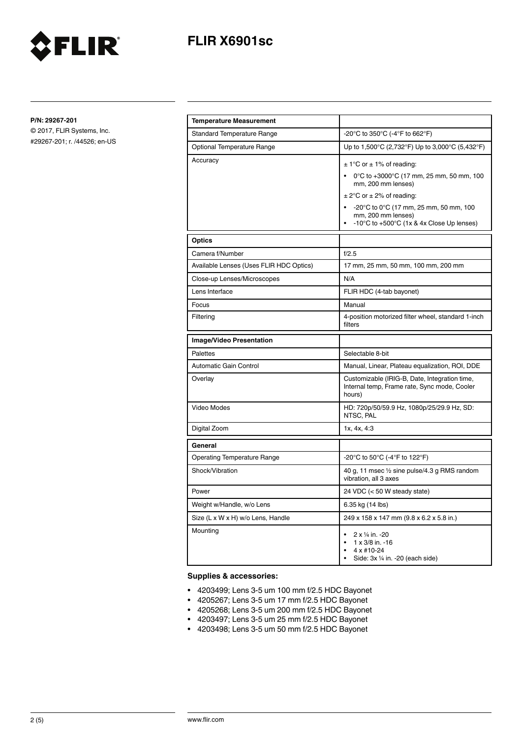**P/N: 29267-201**

© 2017, FLIR Systems, Inc.
#29267-201; r. /44526; en-US

| **Temperature Measurement** | |
|---|---|
| Standard Temperature Range | -20°C to 350°C (-4°F to 662°F) |
| Optional Temperature Range | Up to 1,500°C (2,732°F) Up to 3,000°C (5,432°F) |
| Accuracy | ± 1°C or ± 1% of reading:<br>• 0°C to +3000°C (17 mm, 25 mm, 50 mm, 100 mm, 200 mm lenses)<br>± 2°C or ± 2% of reading:<br>• -20°C to 0°C (17 mm, 25 mm, 50 mm, 100 mm, 200 mm lenses)<br>• -10°C to +500°C (1x & 4x Close Up lenses) |

| **Optics** | |
|---|---|
| Camera f/Number | f/2.5 |
| Available Lenses (Uses FLIR HDC Optics) | 17 mm, 25 mm, 50 mm, 100 mm, 200 mm |
| Close-up Lenses/Microscopes | N/A |
| Lens Interface | FLIR HDC (4-tab bayonet) |
| Focus | Manual |
| Filtering | 4-position motorized filter wheel, standard 1-inch filters |

| **Image/Video Presentation** | |
|---|---|
| Palettes | Selectable 8-bit |
| Automatic Gain Control | Manual, Linear, Plateau equalization, ROI, DDE |
| Overlay | Customizable (IRIG-B, Date, Integration time, Internal temp, Frame rate, Sync mode, Cooler hours) |
| Video Modes | HD: 720p/50/59.9 Hz, 1080p/25/29.9 Hz, SD: NTSC, PAL |
| Digital Zoom | 1x, 4x, 4:3 |

| **General** | |
|---|---|
| Operating Temperature Range | -20°C to 50°C (-4°F to 122°F) |
| Shock/Vibration | 40 g, 11 msec ½ sine pulse/4.3 g RMS random vibration, all 3 axes |
| Power | 24 VDC (< 50 W steady state) |
| Weight w/Handle, w/o Lens | 6.35 kg (14 lbs) |
| Size (L x W x H) w/o Lens, Handle | 249 x 158 x 147 mm (9.8 x 6.2 x 5.8 in.) |
| Mounting | • 2 x ¼ in. -20<br>• 1 x 3/8 in. -16<br>• 4 x #10-24<br>• Side: 3x ¼ in. -20 (each side) |

**Supplies & accessories:**

- 4203499; Lens 3-5 um 100 mm f/2.5 HDC Bayonet
- 4205267; Lens 3-5 um 17 mm f/2.5 HDC Bayonet
- 4205268; Lens 3-5 um 200 mm f/2.5 HDC Bayonet
- 4203497; Lens 3-5 um 25 mm f/2.5 HDC Bayonet
- 4203498; Lens 3-5 um 50 mm f/2.5 HDC Bayonet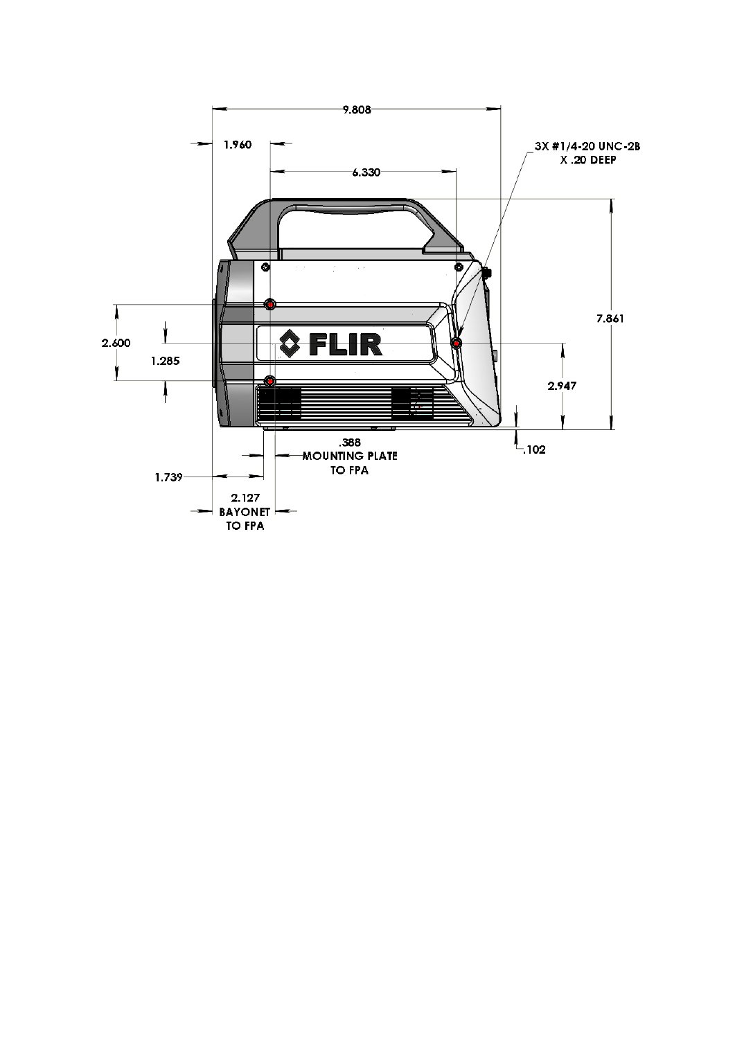9.808

1.960

6.330

3X #1/4-20 UNC-2B X .20 DEEP

7.861

2.600

1.285

FLIR

2.947

.102

.388 MOUNTING PLATE TO FPA

1.739

2.127 BAYONET TO FPA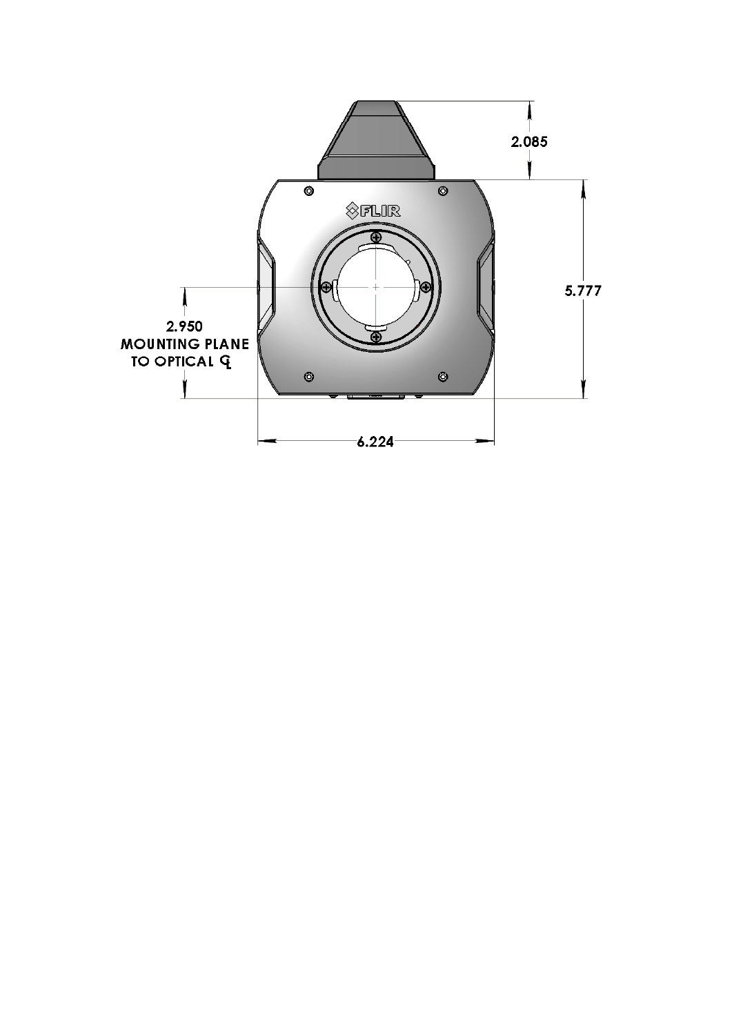2.085

5.777

2.950
MOUNTING PLANE
TO OPTICAL ℄

6.224

FLIR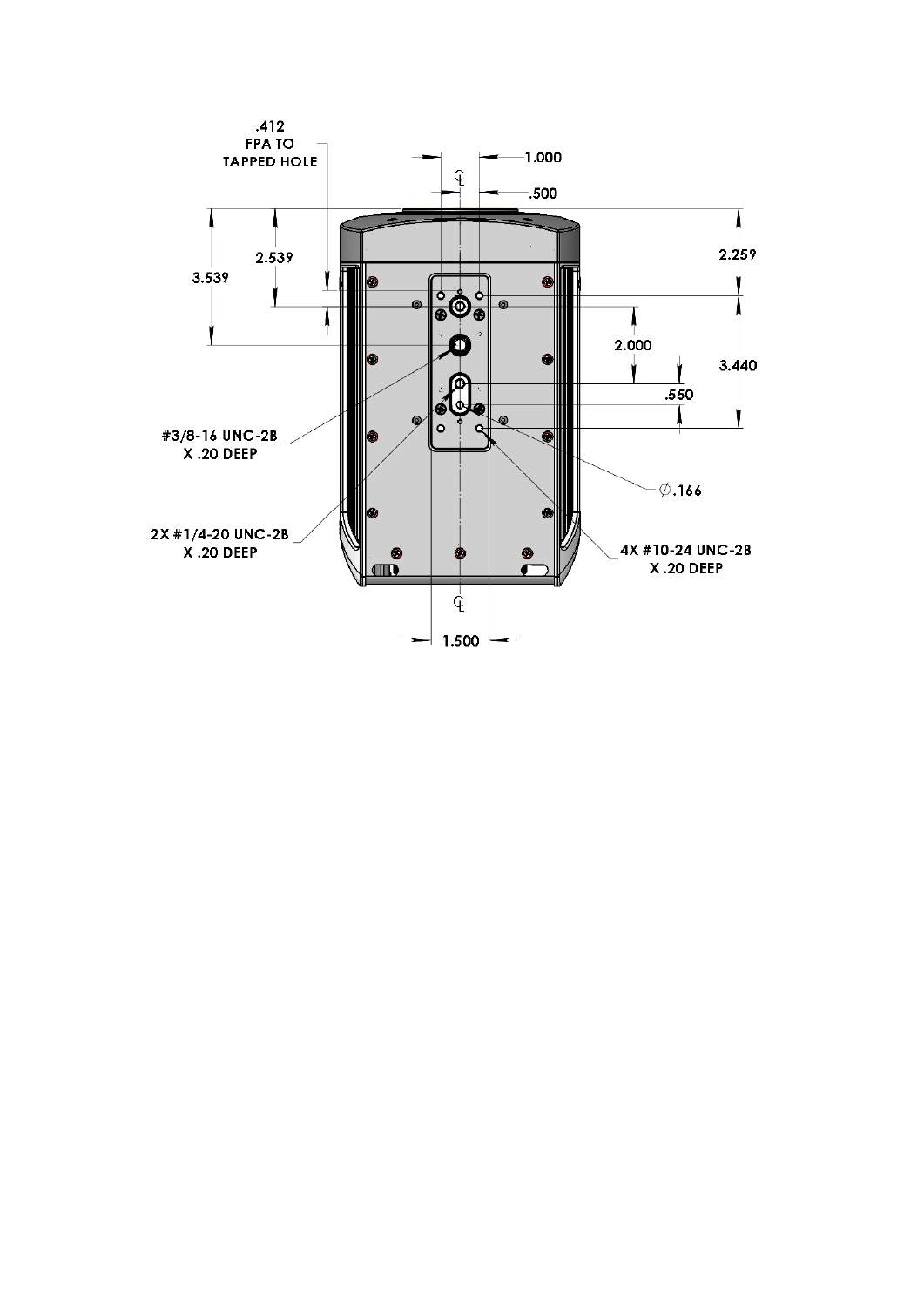.412
FPA TO
TAPPED HOLE

1.000

.500

3.539

2.539

2.259

2.000

3.440

.550

#3/8-16 UNC-2B
X .20 DEEP

∅.166

2X #1/4-20 UNC-2B
X .20 DEEP

4X #10-24 UNC-2B
X .20 DEEP

1.500